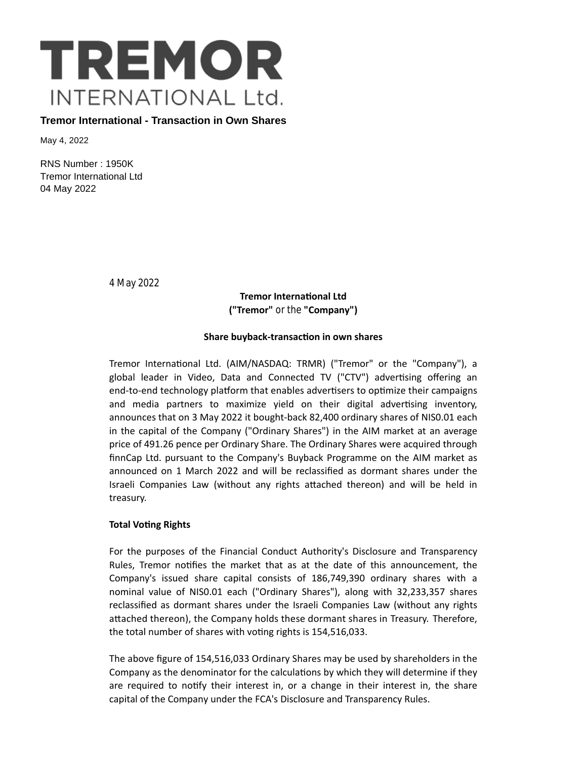# TREMOR
INTERNATIONAL Ltd.

## Tremor International - Transaction in Own Shares

May 4, 2022

RNS Number : 1950K
Tremor International Ltd
04 May 2022

4 May 2022

**Tremor International Ltd**
**("Tremor"** or the **"Company")**

**Share buyback-transaction in own shares**

Tremor International Ltd. (AIM/NASDAQ: TRMR) ("Tremor" or the "Company"), a global leader in Video, Data and Connected TV ("CTV") advertising offering an end-to-end technology platform that enables advertisers to optimize their campaigns and media partners to maximize yield on their digital advertising inventory, announces that on 3 May 2022 it bought-back 82,400 ordinary shares of NIS0.01 each in the capital of the Company ("Ordinary Shares") in the AIM market at an average price of 491.26 pence per Ordinary Share. The Ordinary Shares were acquired through finnCap Ltd. pursuant to the Company's Buyback Programme on the AIM market as announced on 1 March 2022 and will be reclassified as dormant shares under the Israeli Companies Law (without any rights attached thereon) and will be held in treasury.

**Total Voting Rights**

For the purposes of the Financial Conduct Authority's Disclosure and Transparency Rules, Tremor notifies the market that as at the date of this announcement, the Company's issued share capital consists of 186,749,390 ordinary shares with a nominal value of NIS0.01 each ("Ordinary Shares"), along with 32,233,357 shares reclassified as dormant shares under the Israeli Companies Law (without any rights attached thereon), the Company holds these dormant shares in Treasury. Therefore, the total number of shares with voting rights is 154,516,033.

The above figure of 154,516,033 Ordinary Shares may be used by shareholders in the Company as the denominator for the calculations by which they will determine if they are required to notify their interest in, or a change in their interest in, the share capital of the Company under the FCA's Disclosure and Transparency Rules.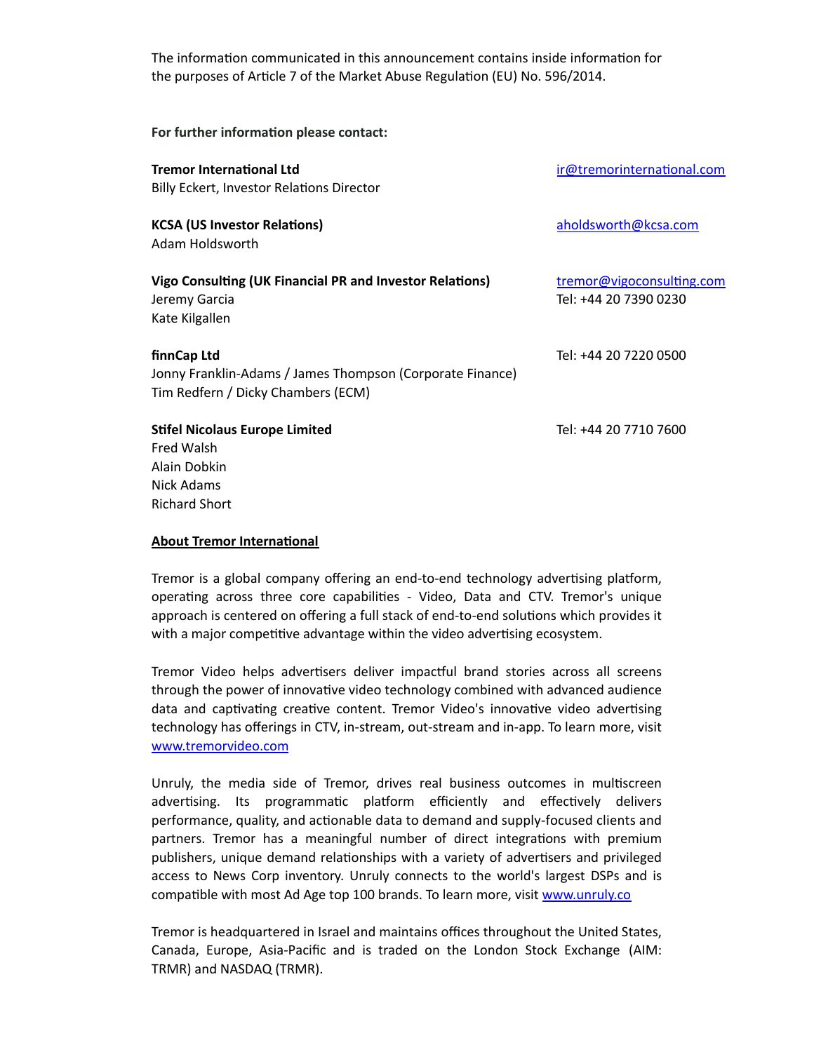The information communicated in this announcement contains inside information for the purposes of Article 7 of the Market Abuse Regulation (EU) No. 596/2014.

**For further information please contact:**

**Tremor International Ltd**
Billy Eckert, Investor Relations Director
ir@tremorinternational.com

**KCSA (US Investor Relations)**
Adam Holdsworth
aholdsworth@kcsa.com

**Vigo Consulting (UK Financial PR and Investor Relations)**
Jeremy Garcia
Kate Kilgallen
tremor@vigoconsulting.com
Tel: +44 20 7390 0230

**finnCap Ltd**
Jonny Franklin-Adams / James Thompson (Corporate Finance)
Tim Redfern / Dicky Chambers (ECM)
Tel: +44 20 7220 0500

**Stifel Nicolaus Europe Limited**
Fred Walsh
Alain Dobkin
Nick Adams
Richard Short
Tel: +44 20 7710 7600

**About Tremor International**

Tremor is a global company offering an end-to-end technology advertising platform, operating across three core capabilities - Video, Data and CTV. Tremor's unique approach is centered on offering a full stack of end-to-end solutions which provides it with a major competitive advantage within the video advertising ecosystem.

Tremor Video helps advertisers deliver impactful brand stories across all screens through the power of innovative video technology combined with advanced audience data and captivating creative content. Tremor Video's innovative video advertising technology has offerings in CTV, in-stream, out-stream and in-app. To learn more, visit www.tremorvideo.com

Unruly, the media side of Tremor, drives real business outcomes in multiscreen advertising. Its programmatic platform efficiently and effectively delivers performance, quality, and actionable data to demand and supply-focused clients and partners. Tremor has a meaningful number of direct integrations with premium publishers, unique demand relationships with a variety of advertisers and privileged access to News Corp inventory. Unruly connects to the world's largest DSPs and is compatible with most Ad Age top 100 brands. To learn more, visit www.unruly.co

Tremor is headquartered in Israel and maintains offices throughout the United States, Canada, Europe, Asia-Pacific and is traded on the London Stock Exchange (AIM: TRMR) and NASDAQ (TRMR).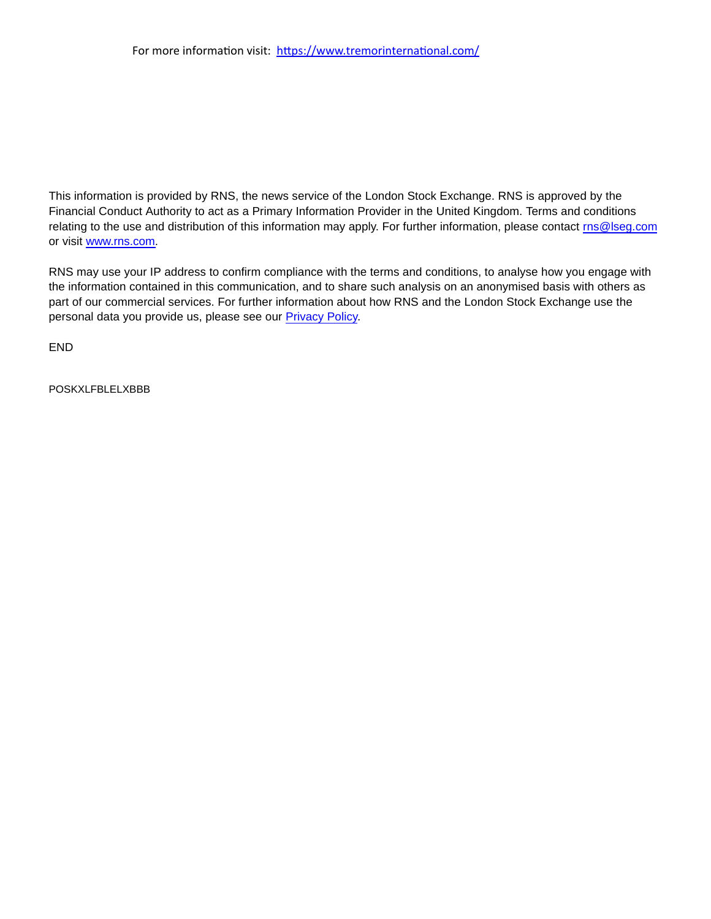For more information visit: [https://www.tremorinternational.com/](https://www.tremorinternational.com/)

This information is provided by RNS, the news service of the London Stock Exchange. RNS is approved by the Financial Conduct Authority to act as a Primary Information Provider in the United Kingdom. Terms and conditions relating to the use and distribution of this information may apply. For further information, please contact [rns@lseg.com](mailto:rns@lseg.com) or visit [www.rns.com](http://www.rns.com).

RNS may use your IP address to confirm compliance with the terms and conditions, to analyse how you engage with the information contained in this communication, and to share such analysis on an anonymised basis with others as part of our commercial services. For further information about how RNS and the London Stock Exchange use the personal data you provide us, please see our Privacy Policy.

END

POSKXLFBLELXBBB